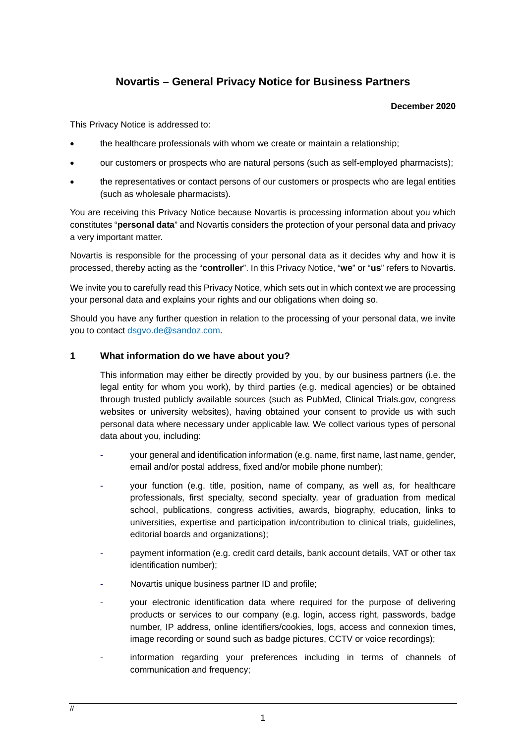# Novartis – General Privacy Notice for Business Partners

**December 2020**

This Privacy Notice is addressed to:

- the healthcare professionals with whom we create or maintain a relationship;
- our customers or prospects who are natural persons (such as self-employed pharmacists);
- the representatives or contact persons of our customers or prospects who are legal entities (such as wholesale pharmacists).

You are receiving this Privacy Notice because Novartis is processing information about you which constitutes "**personal data**" and Novartis considers the protection of your personal data and privacy a very important matter.

Novartis is responsible for the processing of your personal data as it decides why and how it is processed, thereby acting as the "**controller**". In this Privacy Notice, "**we**" or "**us**" refers to Novartis.

We invite you to carefully read this Privacy Notice, which sets out in which context we are processing your personal data and explains your rights and our obligations when doing so.

Should you have any further question in relation to the processing of your personal data, we invite you to contact dsgvo.de@sandoz.com.

## 1 What information do we have about you?

This information may either be directly provided by you, by our business partners (i.e. the legal entity for whom you work), by third parties (e.g. medical agencies) or be obtained through trusted publicly available sources (such as PubMed, Clinical Trials.gov, congress websites or university websites), having obtained your consent to provide us with such personal data where necessary under applicable law. We collect various types of personal data about you, including:

- your general and identification information (e.g. name, first name, last name, gender, email and/or postal address, fixed and/or mobile phone number);
- your function (e.g. title, position, name of company, as well as, for healthcare professionals, first specialty, second specialty, year of graduation from medical school, publications, congress activities, awards, biography, education, links to universities, expertise and participation in/contribution to clinical trials, guidelines, editorial boards and organizations);
- payment information (e.g. credit card details, bank account details, VAT or other tax identification number);
- Novartis unique business partner ID and profile;
- your electronic identification data where required for the purpose of delivering products or services to our company (e.g. login, access right, passwords, badge number, IP address, online identifiers/cookies, logs, access and connexion times, image recording or sound such as badge pictures, CCTV or voice recordings);
- information regarding your preferences including in terms of channels of communication and frequency;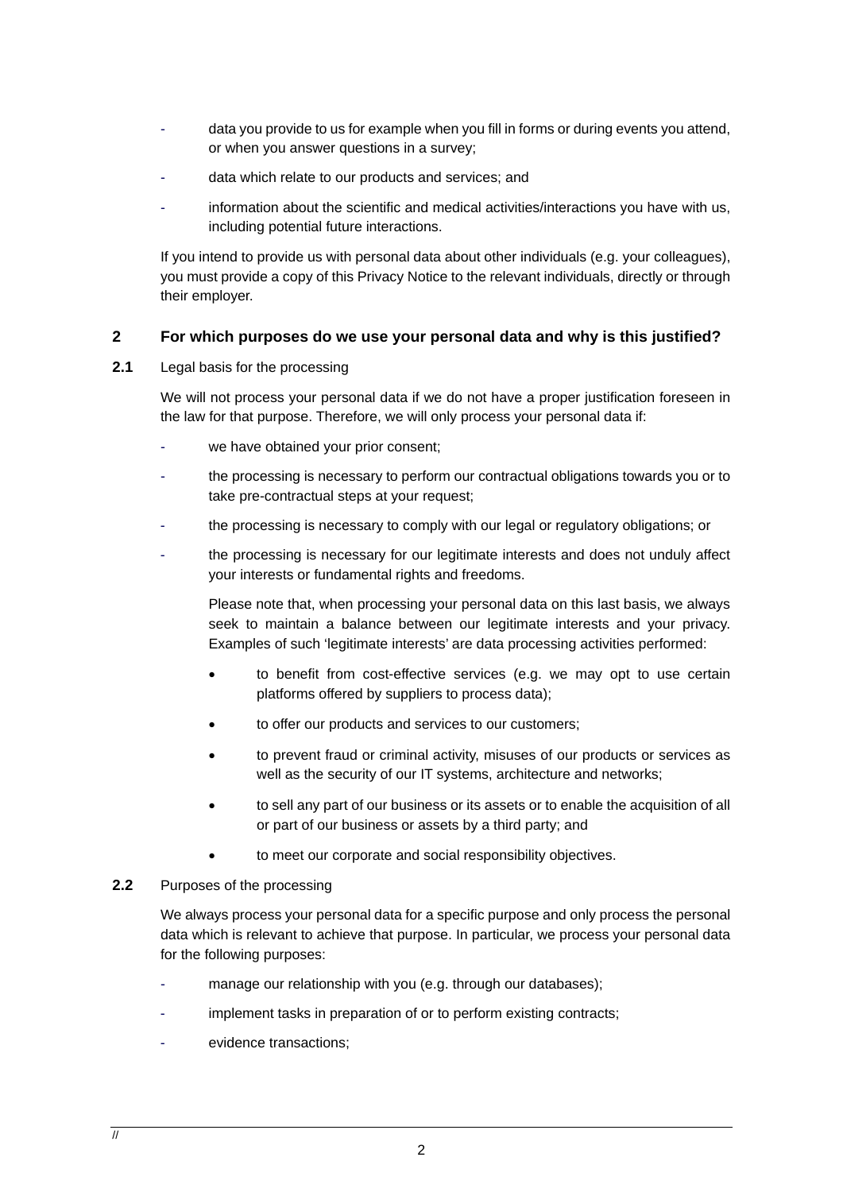- data you provide to us for example when you fill in forms or during events you attend, or when you answer questions in a survey;
- data which relate to our products and services; and
- information about the scientific and medical activities/interactions you have with us, including potential future interactions.

If you intend to provide us with personal data about other individuals (e.g. your colleagues), you must provide a copy of this Privacy Notice to the relevant individuals, directly or through their employer.

## 2 For which purposes do we use your personal data and why is this justified?

**2.1** Legal basis for the processing

We will not process your personal data if we do not have a proper justification foreseen in the law for that purpose. Therefore, we will only process your personal data if:

- we have obtained your prior consent;
- the processing is necessary to perform our contractual obligations towards you or to take pre-contractual steps at your request;
- the processing is necessary to comply with our legal or regulatory obligations; or
- the processing is necessary for our legitimate interests and does not unduly affect your interests or fundamental rights and freedoms.

  Please note that, when processing your personal data on this last basis, we always seek to maintain a balance between our legitimate interests and your privacy. Examples of such 'legitimate interests' are data processing activities performed:

  - to benefit from cost-effective services (e.g. we may opt to use certain platforms offered by suppliers to process data);
  - to offer our products and services to our customers;
  - to prevent fraud or criminal activity, misuses of our products or services as well as the security of our IT systems, architecture and networks;
  - to sell any part of our business or its assets or to enable the acquisition of all or part of our business or assets by a third party; and
  - to meet our corporate and social responsibility objectives.

**2.2** Purposes of the processing

We always process your personal data for a specific purpose and only process the personal data which is relevant to achieve that purpose. In particular, we process your personal data for the following purposes:

- manage our relationship with you (e.g. through our databases);
- implement tasks in preparation of or to perform existing contracts;
- evidence transactions;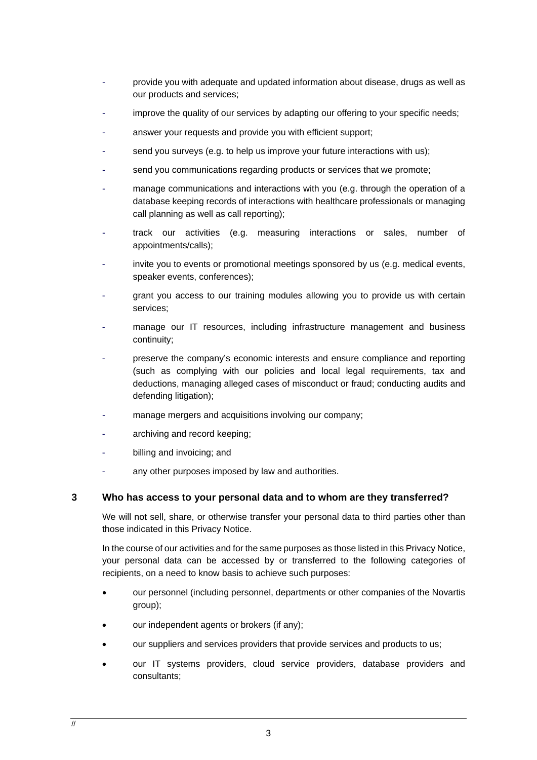- provide you with adequate and updated information about disease, drugs as well as our products and services;
- improve the quality of our services by adapting our offering to your specific needs;
- answer your requests and provide you with efficient support;
- send you surveys (e.g. to help us improve your future interactions with us);
- send you communications regarding products or services that we promote;
- manage communications and interactions with you (e.g. through the operation of a database keeping records of interactions with healthcare professionals or managing call planning as well as call reporting);
- track our activities (e.g. measuring interactions or sales, number of appointments/calls);
- invite you to events or promotional meetings sponsored by us (e.g. medical events, speaker events, conferences);
- grant you access to our training modules allowing you to provide us with certain services;
- manage our IT resources, including infrastructure management and business continuity;
- preserve the company's economic interests and ensure compliance and reporting (such as complying with our policies and local legal requirements, tax and deductions, managing alleged cases of misconduct or fraud; conducting audits and defending litigation);
- manage mergers and acquisitions involving our company;
- archiving and record keeping;
- billing and invoicing; and
- any other purposes imposed by law and authorities.

## 3 Who has access to your personal data and to whom are they transferred?

We will not sell, share, or otherwise transfer your personal data to third parties other than those indicated in this Privacy Notice.

In the course of our activities and for the same purposes as those listed in this Privacy Notice, your personal data can be accessed by or transferred to the following categories of recipients, on a need to know basis to achieve such purposes:

- our personnel (including personnel, departments or other companies of the Novartis group);
- our independent agents or brokers (if any);
- our suppliers and services providers that provide services and products to us;
- our IT systems providers, cloud service providers, database providers and consultants;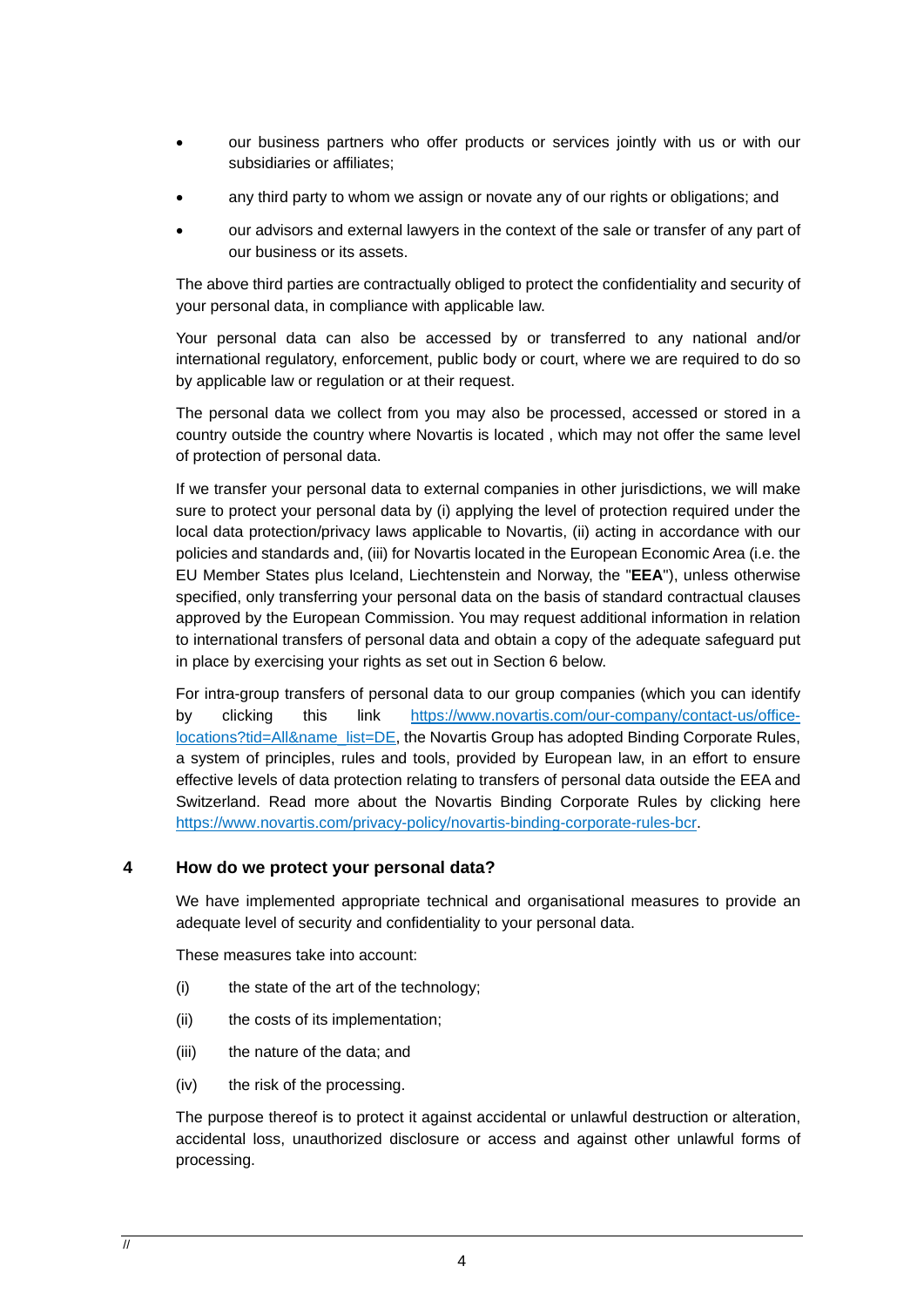- our business partners who offer products or services jointly with us or with our subsidiaries or affiliates;
- any third party to whom we assign or novate any of our rights or obligations; and
- our advisors and external lawyers in the context of the sale or transfer of any part of our business or its assets.

The above third parties are contractually obliged to protect the confidentiality and security of your personal data, in compliance with applicable law.

Your personal data can also be accessed by or transferred to any national and/or international regulatory, enforcement, public body or court, where we are required to do so by applicable law or regulation or at their request.

The personal data we collect from you may also be processed, accessed or stored in a country outside the country where Novartis is located , which may not offer the same level of protection of personal data.

If we transfer your personal data to external companies in other jurisdictions, we will make sure to protect your personal data by (i) applying the level of protection required under the local data protection/privacy laws applicable to Novartis, (ii) acting in accordance with our policies and standards and, (iii) for Novartis located in the European Economic Area (i.e. the EU Member States plus Iceland, Liechtenstein and Norway, the "**EEA**"), unless otherwise specified, only transferring your personal data on the basis of standard contractual clauses approved by the European Commission. You may request additional information in relation to international transfers of personal data and obtain a copy of the adequate safeguard put in place by exercising your rights as set out in Section 6 below.

For intra-group transfers of personal data to our group companies (which you can identify by clicking this link [https://www.novartis.com/our-company/contact-us/office-locations?tid=All&name_list=DE](https://www.novartis.com/our-company/contact-us/office-locations?tid=All&name_list=DE), the Novartis Group has adopted Binding Corporate Rules, a system of principles, rules and tools, provided by European law, in an effort to ensure effective levels of data protection relating to transfers of personal data outside the EEA and Switzerland. Read more about the Novartis Binding Corporate Rules by clicking here [https://www.novartis.com/privacy-policy/novartis-binding-corporate-rules-bcr](https://www.novartis.com/privacy-policy/novartis-binding-corporate-rules-bcr).

## 4 How do we protect your personal data?

We have implemented appropriate technical and organisational measures to provide an adequate level of security and confidentiality to your personal data.

These measures take into account:

(i) the state of the art of the technology;

(ii) the costs of its implementation;

(iii) the nature of the data; and

(iv) the risk of the processing.

The purpose thereof is to protect it against accidental or unlawful destruction or alteration, accidental loss, unauthorized disclosure or access and against other unlawful forms of processing.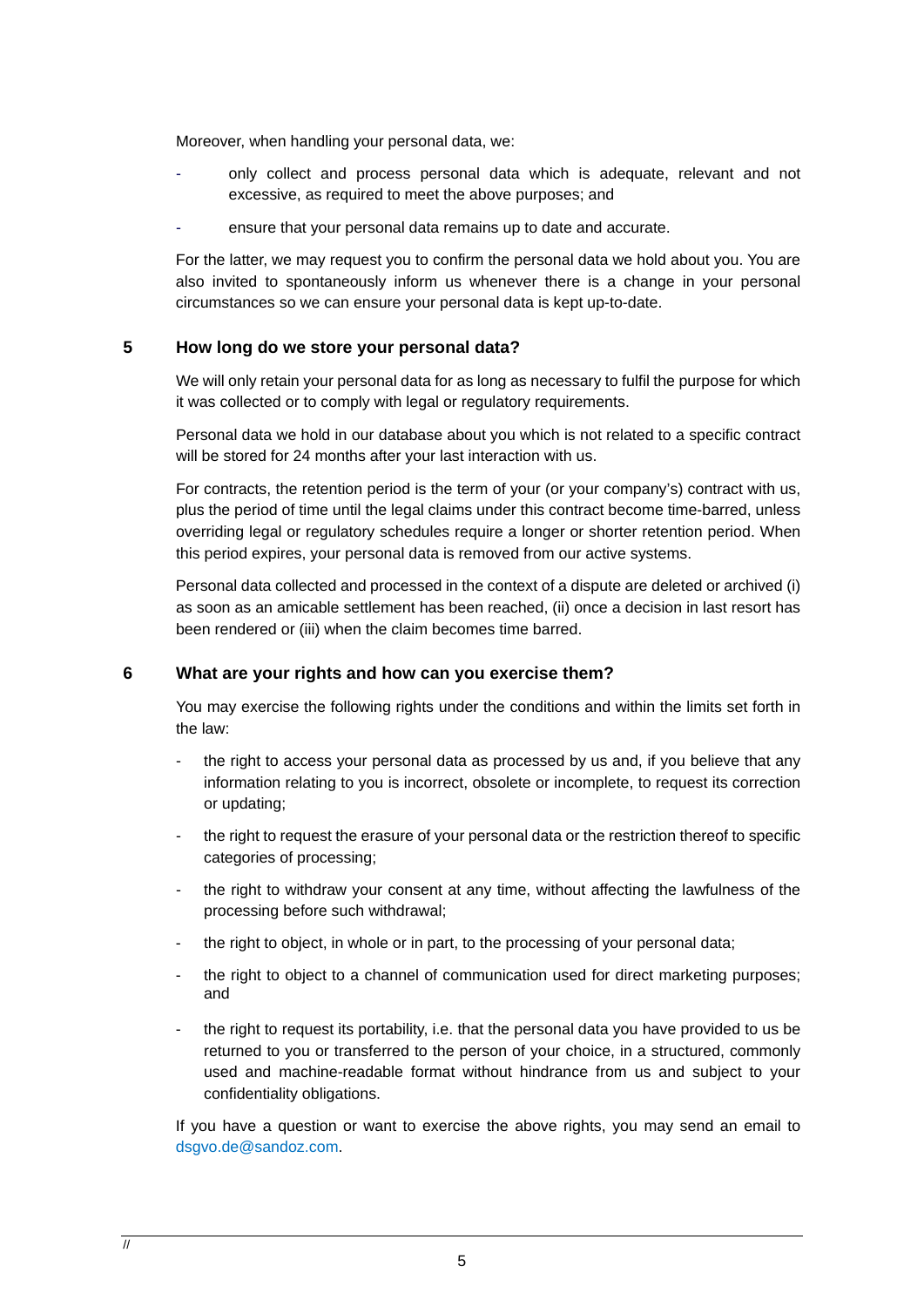Moreover, when handling your personal data, we:

- only collect and process personal data which is adequate, relevant and not excessive, as required to meet the above purposes; and
- ensure that your personal data remains up to date and accurate.

For the latter, we may request you to confirm the personal data we hold about you. You are also invited to spontaneously inform us whenever there is a change in your personal circumstances so we can ensure your personal data is kept up-to-date.

## 5 How long do we store your personal data?

We will only retain your personal data for as long as necessary to fulfil the purpose for which it was collected or to comply with legal or regulatory requirements.

Personal data we hold in our database about you which is not related to a specific contract will be stored for 24 months after your last interaction with us.

For contracts, the retention period is the term of your (or your company's) contract with us, plus the period of time until the legal claims under this contract become time-barred, unless overriding legal or regulatory schedules require a longer or shorter retention period. When this period expires, your personal data is removed from our active systems.

Personal data collected and processed in the context of a dispute are deleted or archived (i) as soon as an amicable settlement has been reached, (ii) once a decision in last resort has been rendered or (iii) when the claim becomes time barred.

## 6 What are your rights and how can you exercise them?

You may exercise the following rights under the conditions and within the limits set forth in the law:

- the right to access your personal data as processed by us and, if you believe that any information relating to you is incorrect, obsolete or incomplete, to request its correction or updating;
- the right to request the erasure of your personal data or the restriction thereof to specific categories of processing;
- the right to withdraw your consent at any time, without affecting the lawfulness of the processing before such withdrawal;
- the right to object, in whole or in part, to the processing of your personal data;
- the right to object to a channel of communication used for direct marketing purposes; and
- the right to request its portability, i.e. that the personal data you have provided to us be returned to you or transferred to the person of your choice, in a structured, commonly used and machine-readable format without hindrance from us and subject to your confidentiality obligations.

If you have a question or want to exercise the above rights, you may send an email to dsgvo.de@sandoz.com.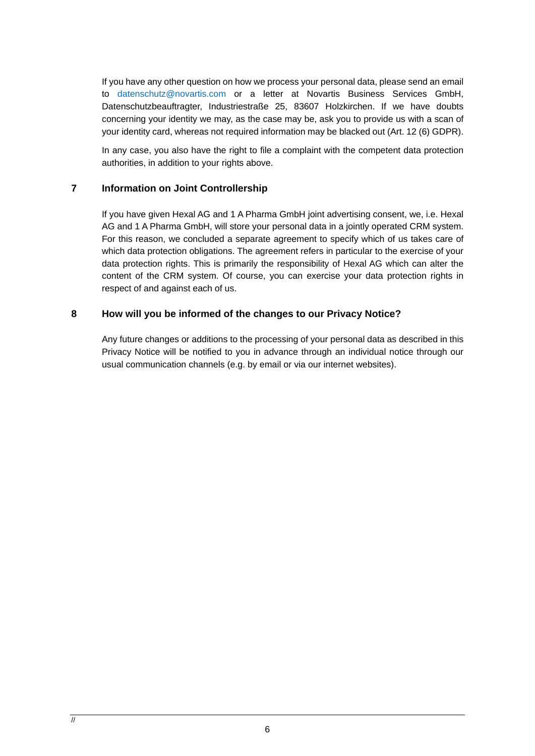If you have any other question on how we process your personal data, please send an email to datenschutz@novartis.com or a letter at Novartis Business Services GmbH, Datenschutzbeauftragter, Industriestraße 25, 83607 Holzkirchen. If we have doubts concerning your identity we may, as the case may be, ask you to provide us with a scan of your identity card, whereas not required information may be blacked out (Art. 12 (6) GDPR).

In any case, you also have the right to file a complaint with the competent data protection authorities, in addition to your rights above.

## 7 Information on Joint Controllership

If you have given Hexal AG and 1 A Pharma GmbH joint advertising consent, we, i.e. Hexal AG and 1 A Pharma GmbH, will store your personal data in a jointly operated CRM system. For this reason, we concluded a separate agreement to specify which of us takes care of which data protection obligations. The agreement refers in particular to the exercise of your data protection rights. This is primarily the responsibility of Hexal AG which can alter the content of the CRM system. Of course, you can exercise your data protection rights in respect of and against each of us.

## 8 How will you be informed of the changes to our Privacy Notice?

Any future changes or additions to the processing of your personal data as described in this Privacy Notice will be notified to you in advance through an individual notice through our usual communication channels (e.g. by email or via our internet websites).